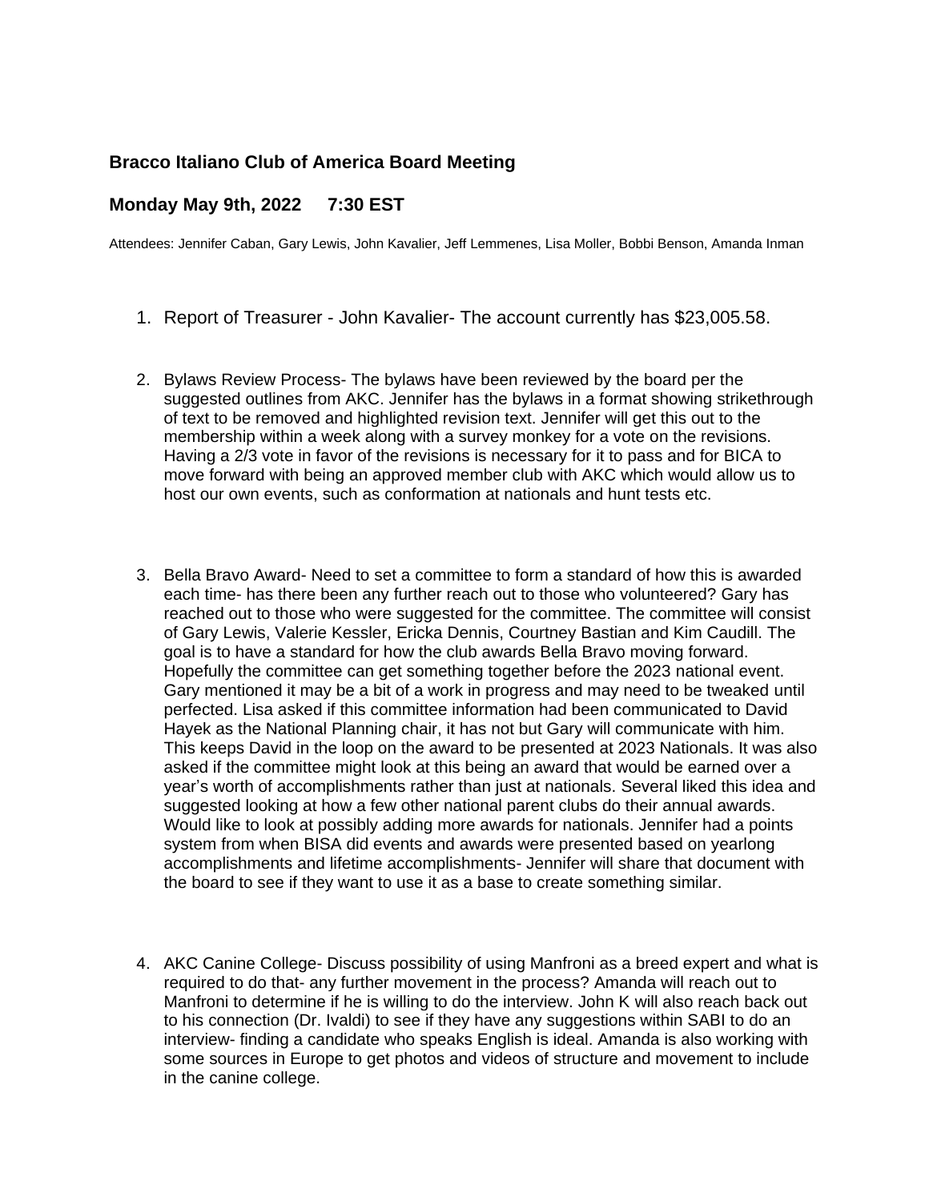### Bracco Italiano Club of America Board Meeting

### Monday May 9th, 2022     7:30 EST

Attendees: Jennifer Caban, Gary Lewis, John Kavalier, Jeff Lemmenes, Lisa Moller, Bobbi Benson, Amanda Inman

1. Report of Treasurer - John Kavalier- The account currently has $23,005.58.

2. Bylaws Review Process- The bylaws have been reviewed by the board per the suggested outlines from AKC. Jennifer has the bylaws in a format showing strikethrough of text to be removed and highlighted revision text. Jennifer will get this out to the membership within a week along with a survey monkey for a vote on the revisions. Having a 2/3 vote in favor of the revisions is necessary for it to pass and for BICA to move forward with being an approved member club with AKC which would allow us to host our own events, such as conformation at nationals and hunt tests etc.

3. Bella Bravo Award- Need to set a committee to form a standard of how this is awarded each time- has there been any further reach out to those who volunteered? Gary has reached out to those who were suggested for the committee. The committee will consist of Gary Lewis, Valerie Kessler, Ericka Dennis, Courtney Bastian and Kim Caudill. The goal is to have a standard for how the club awards Bella Bravo moving forward. Hopefully the committee can get something together before the 2023 national event. Gary mentioned it may be a bit of a work in progress and may need to be tweaked until perfected. Lisa asked if this committee information had been communicated to David Hayek as the National Planning chair, it has not but Gary will communicate with him. This keeps David in the loop on the award to be presented at 2023 Nationals. It was also asked if the committee might look at this being an award that would be earned over a year's worth of accomplishments rather than just at nationals. Several liked this idea and suggested looking at how a few other national parent clubs do their annual awards. Would like to look at possibly adding more awards for nationals. Jennifer had a points system from when BISA did events and awards were presented based on yearlong accomplishments and lifetime accomplishments- Jennifer will share that document with the board to see if they want to use it as a base to create something similar.

4. AKC Canine College- Discuss possibility of using Manfroni as a breed expert and what is required to do that- any further movement in the process? Amanda will reach out to Manfroni to determine if he is willing to do the interview. John K will also reach back out to his connection (Dr. Ivaldi) to see if they have any suggestions within SABI to do an interview- finding a candidate who speaks English is ideal. Amanda is also working with some sources in Europe to get photos and videos of structure and movement to include in the canine college.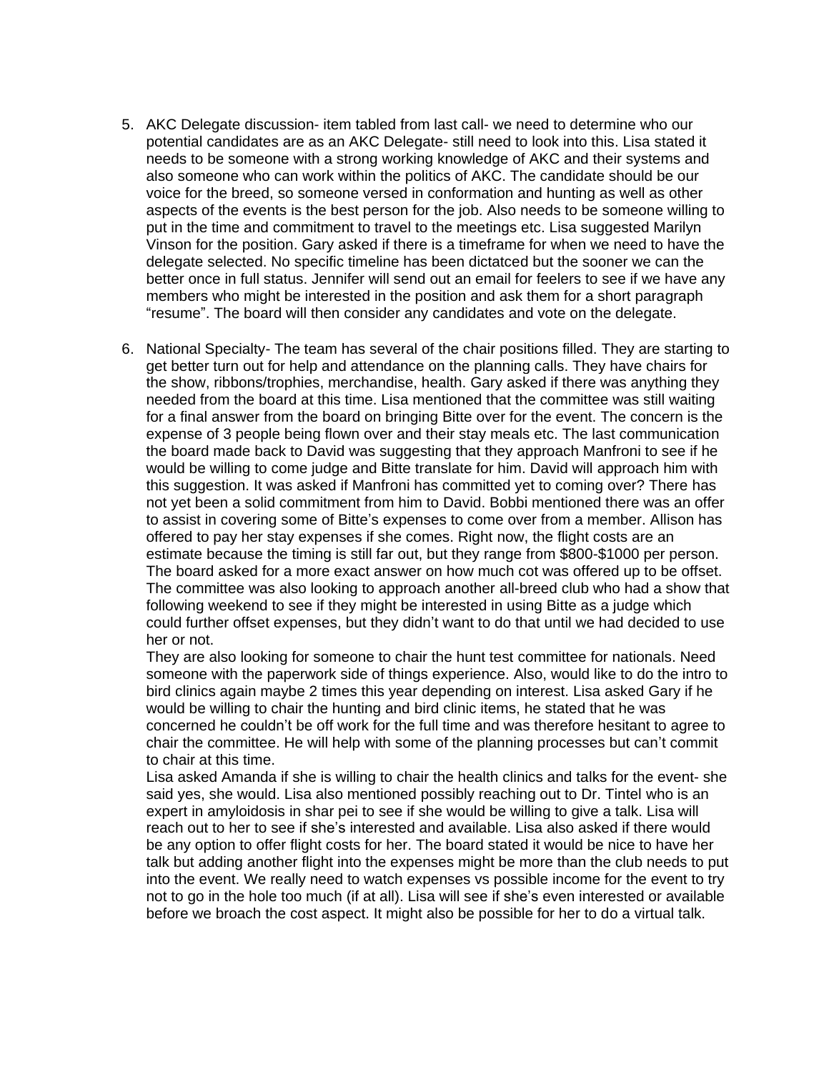5. AKC Delegate discussion- item tabled from last call- we need to determine who our potential candidates are as an AKC Delegate- still need to look into this. Lisa stated it needs to be someone with a strong working knowledge of AKC and their systems and also someone who can work within the politics of AKC. The candidate should be our voice for the breed, so someone versed in conformation and hunting as well as other aspects of the events is the best person for the job. Also needs to be someone willing to put in the time and commitment to travel to the meetings etc. Lisa suggested Marilyn Vinson for the position. Gary asked if there is a timeframe for when we need to have the delegate selected. No specific timeline has been dictatced but the sooner we can the better once in full status. Jennifer will send out an email for feelers to see if we have any members who might be interested in the position and ask them for a short paragraph "resume". The board will then consider any candidates and vote on the delegate.

6. National Specialty- The team has several of the chair positions filled. They are starting to get better turn out for help and attendance on the planning calls. They have chairs for the show, ribbons/trophies, merchandise, health. Gary asked if there was anything they needed from the board at this time. Lisa mentioned that the committee was still waiting for a final answer from the board on bringing Bitte over for the event. The concern is the expense of 3 people being flown over and their stay meals etc. The last communication the board made back to David was suggesting that they approach Manfroni to see if he would be willing to come judge and Bitte translate for him. David will approach him with this suggestion. It was asked if Manfroni has committed yet to coming over? There has not yet been a solid commitment from him to David. Bobbi mentioned there was an offer to assist in covering some of Bitte's expenses to come over from a member. Allison has offered to pay her stay expenses if she comes. Right now, the flight costs are an estimate because the timing is still far out, but they range from $800-$1000 per person. The board asked for a more exact answer on how much cot was offered up to be offset. The committee was also looking to approach another all-breed club who had a show that following weekend to see if they might be interested in using Bitte as a judge which could further offset expenses, but they didn't want to do that until we had decided to use her or not.

   They are also looking for someone to chair the hunt test committee for nationals. Need someone with the paperwork side of things experience. Also, would like to do the intro to bird clinics again maybe 2 times this year depending on interest. Lisa asked Gary if he would be willing to chair the hunting and bird clinic items, he stated that he was concerned he couldn't be off work for the full time and was therefore hesitant to agree to chair the committee. He will help with some of the planning processes but can't commit to chair at this time.

   Lisa asked Amanda if she is willing to chair the health clinics and talks for the event- she said yes, she would. Lisa also mentioned possibly reaching out to Dr. Tintel who is an expert in amyloidosis in shar pei to see if she would be willing to give a talk. Lisa will reach out to her to see if she's interested and available. Lisa also asked if there would be any option to offer flight costs for her. The board stated it would be nice to have her talk but adding another flight into the expenses might be more than the club needs to put into the event. We really need to watch expenses vs possible income for the event to try not to go in the hole too much (if at all). Lisa will see if she's even interested or available before we broach the cost aspect. It might also be possible for her to do a virtual talk.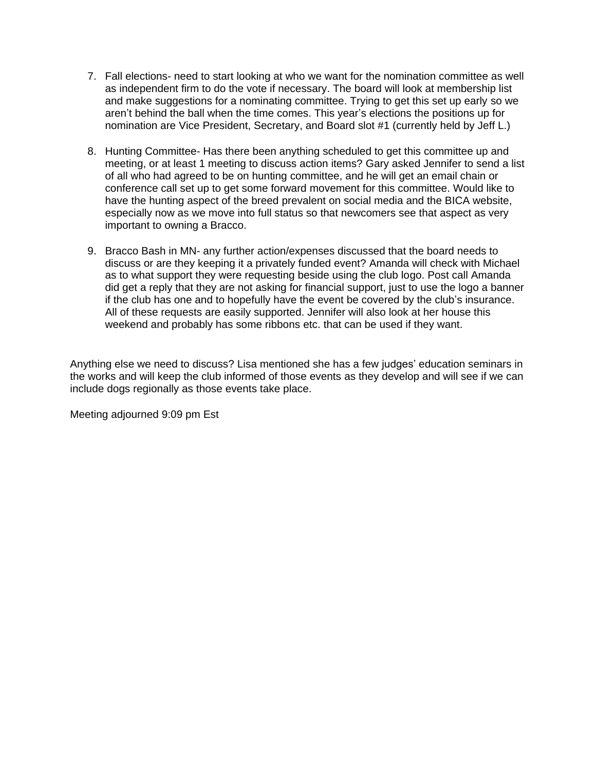7. Fall elections- need to start looking at who we want for the nomination committee as well as independent firm to do the vote if necessary. The board will look at membership list and make suggestions for a nominating committee. Trying to get this set up early so we aren't behind the ball when the time comes. This year's elections the positions up for nomination are Vice President, Secretary, and Board slot #1 (currently held by Jeff L.)

8. Hunting Committee- Has there been anything scheduled to get this committee up and meeting, or at least 1 meeting to discuss action items? Gary asked Jennifer to send a list of all who had agreed to be on hunting committee, and he will get an email chain or conference call set up to get some forward movement for this committee. Would like to have the hunting aspect of the breed prevalent on social media and the BICA website, especially now as we move into full status so that newcomers see that aspect as very important to owning a Bracco.

9. Bracco Bash in MN- any further action/expenses discussed that the board needs to discuss or are they keeping it a privately funded event? Amanda will check with Michael as to what support they were requesting beside using the club logo. Post call Amanda did get a reply that they are not asking for financial support, just to use the logo a banner if the club has one and to hopefully have the event be covered by the club's insurance. All of these requests are easily supported. Jennifer will also look at her house this weekend and probably has some ribbons etc. that can be used if they want.

Anything else we need to discuss? Lisa mentioned she has a few judges' education seminars in the works and will keep the club informed of those events as they develop and will see if we can include dogs regionally as those events take place.

Meeting adjourned 9:09 pm Est